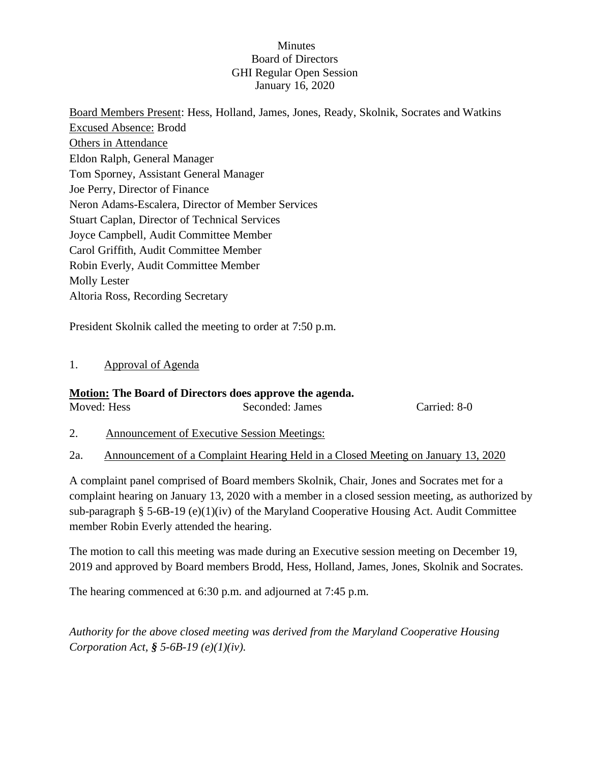Minutes
Board of Directors
GHI Regular Open Session
January 16, 2020

<u>Board Members Present</u>: Hess, Holland, James, Jones, Ready, Skolnik, Socrates and Watkins
<u>Excused Absence:</u> Brodd
<u>Others in Attendance</u>
Eldon Ralph, General Manager
Tom Sporney, Assistant General Manager
Joe Perry, Director of Finance
Neron Adams-Escalera, Director of Member Services
Stuart Caplan, Director of Technical Services
Joyce Campbell, Audit Committee Member
Carol Griffith, Audit Committee Member
Robin Everly, Audit Committee Member
Molly Lester
Altoria Ross, Recording Secretary

President Skolnik called the meeting to order at 7:50 p.m.

1. <u>Approval of Agenda</u>

**<u>Motion:</u> The Board of Directors does approve the agenda.**
Moved: Hess Seconded: James Carried: 8-0

2. <u>Announcement of Executive Session Meetings:</u>

2a. <u>Announcement of a Complaint Hearing Held in a Closed Meeting on January 13, 2020</u>

A complaint panel comprised of Board members Skolnik, Chair, Jones and Socrates met for a complaint hearing on January 13, 2020 with a member in a closed session meeting, as authorized by sub-paragraph § 5-6B-19 (e)(1)(iv) of the Maryland Cooperative Housing Act. Audit Committee member Robin Everly attended the hearing.

The motion to call this meeting was made during an Executive session meeting on December 19, 2019 and approved by Board members Brodd, Hess, Holland, James, Jones, Skolnik and Socrates.

The hearing commenced at 6:30 p.m. and adjourned at 7:45 p.m.

*Authority for the above closed meeting was derived from the Maryland Cooperative Housing Corporation Act, **§** 5-6B-19 (e)(1)(iv).*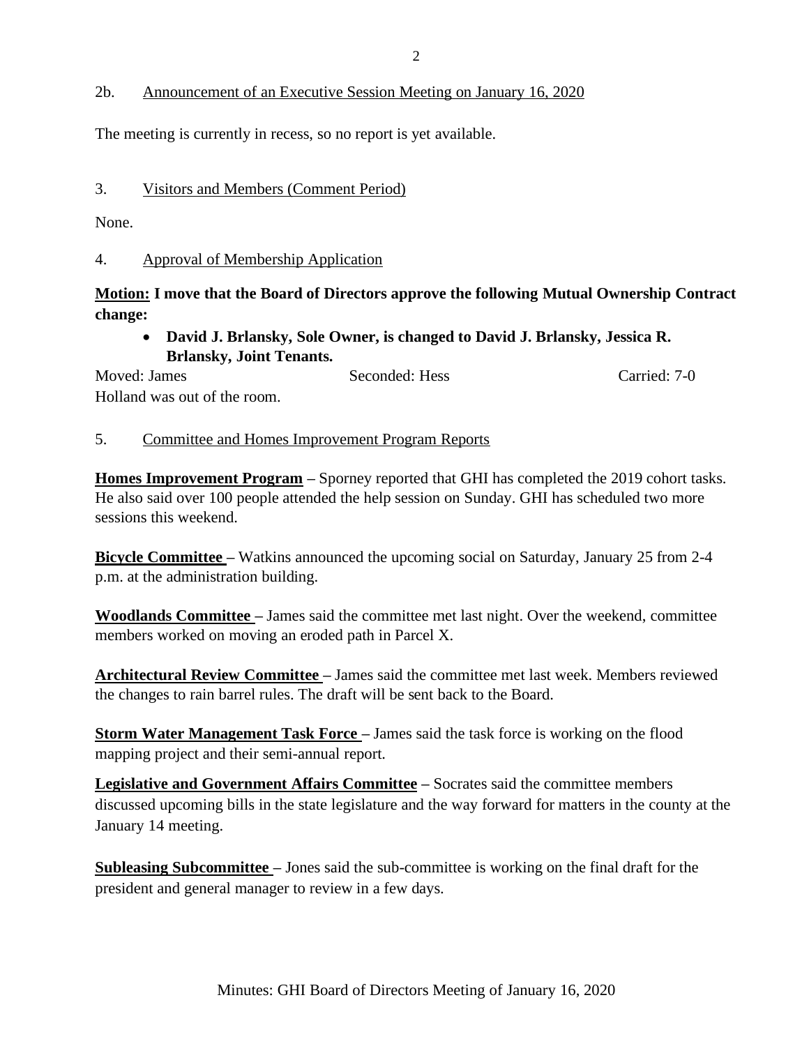## 2b. Announcement of an Executive Session Meeting on January 16, 2020

The meeting is currently in recess, so no report is yet available.

## 3. Visitors and Members (Comment Period)

None.

## 4. Approval of Membership Application

**Motion: I move that the Board of Directors approve the following Mutual Ownership Contract change:**

- **David J. Brlansky, Sole Owner, is changed to David J. Brlansky, Jessica R. Brlansky, Joint Tenants.**

Moved: James　　Seconded: Hess　　Carried: 7-0

Holland was out of the room.

## 5. Committee and Homes Improvement Program Reports

**Homes Improvement Program** – Sporney reported that GHI has completed the 2019 cohort tasks. He also said over 100 people attended the help session on Sunday. GHI has scheduled two more sessions this weekend.

**Bicycle Committee** – Watkins announced the upcoming social on Saturday, January 25 from 2-4 p.m. at the administration building.

**Woodlands Committee** – James said the committee met last night. Over the weekend, committee members worked on moving an eroded path in Parcel X.

**Architectural Review Committee** – James said the committee met last week. Members reviewed the changes to rain barrel rules. The draft will be sent back to the Board.

**Storm Water Management Task Force** – James said the task force is working on the flood mapping project and their semi-annual report.

**Legislative and Government Affairs Committee** – Socrates said the committee members discussed upcoming bills in the state legislature and the way forward for matters in the county at the January 14 meeting.

**Subleasing Subcommittee** – Jones said the sub-committee is working on the final draft for the president and general manager to review in a few days.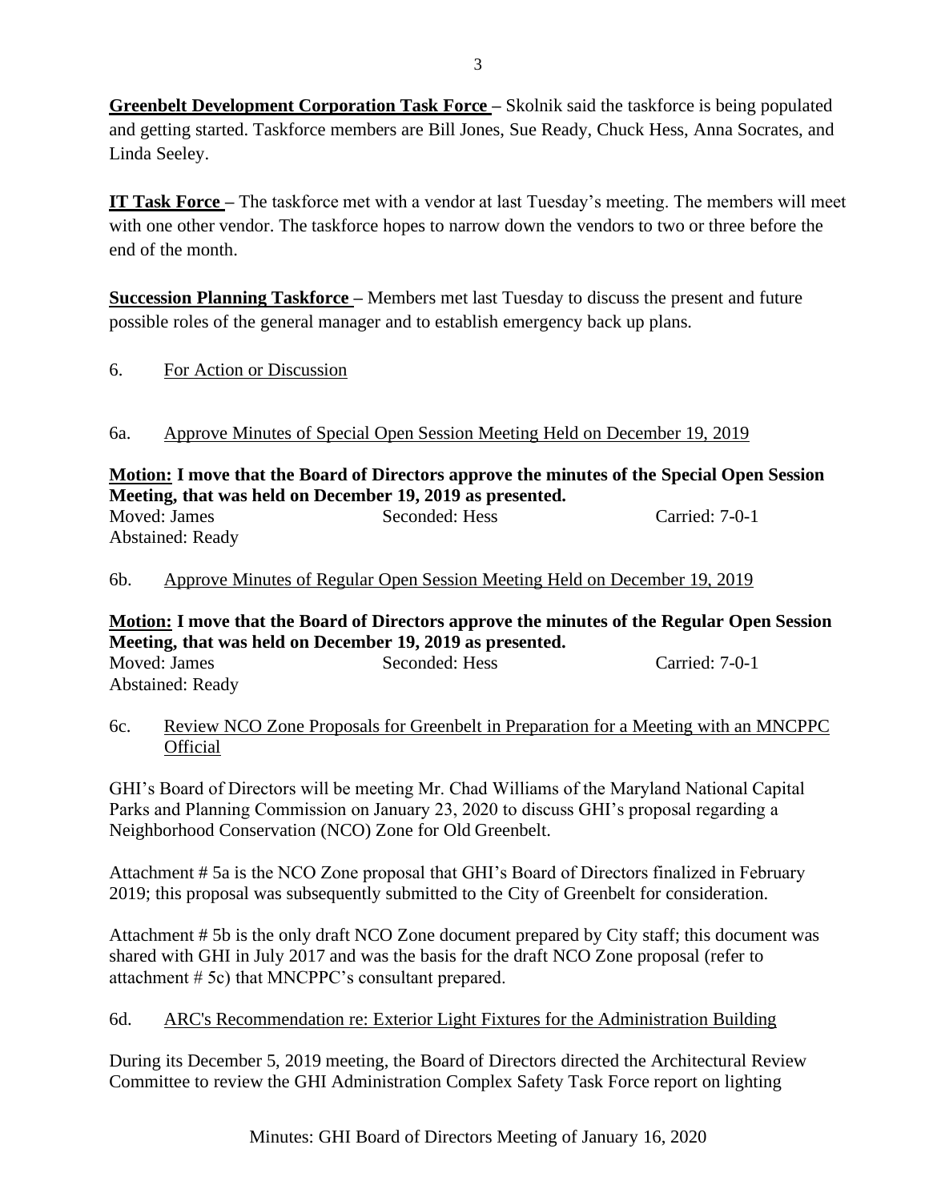**Greenbelt Development Corporation Task Force –** Skolnik said the taskforce is being populated and getting started. Taskforce members are Bill Jones, Sue Ready, Chuck Hess, Anna Socrates, and Linda Seeley.

**IT Task Force –** The taskforce met with a vendor at last Tuesday's meeting. The members will meet with one other vendor. The taskforce hopes to narrow down the vendors to two or three before the end of the month.

**Succession Planning Taskforce –** Members met last Tuesday to discuss the present and future possible roles of the general manager and to establish emergency back up plans.

6. For Action or Discussion

6a. Approve Minutes of Special Open Session Meeting Held on December 19, 2019

**Motion: I move that the Board of Directors approve the minutes of the Special Open Session Meeting, that was held on December 19, 2019 as presented.**

Moved: James  Seconded: Hess  Carried: 7-0-1
Abstained: Ready

6b. Approve Minutes of Regular Open Session Meeting Held on December 19, 2019

**Motion: I move that the Board of Directors approve the minutes of the Regular Open Session Meeting, that was held on December 19, 2019 as presented.**

Moved: James  Seconded: Hess  Carried: 7-0-1
Abstained: Ready

6c. Review NCO Zone Proposals for Greenbelt in Preparation for a Meeting with an MNCPPC Official

GHI's Board of Directors will be meeting Mr. Chad Williams of the Maryland National Capital Parks and Planning Commission on January 23, 2020 to discuss GHI's proposal regarding a Neighborhood Conservation (NCO) Zone for Old Greenbelt.

Attachment # 5a is the NCO Zone proposal that GHI's Board of Directors finalized in February 2019; this proposal was subsequently submitted to the City of Greenbelt for consideration.

Attachment # 5b is the only draft NCO Zone document prepared by City staff; this document was shared with GHI in July 2017 and was the basis for the draft NCO Zone proposal (refer to attachment # 5c) that MNCPPC's consultant prepared.

6d. ARC's Recommendation re: Exterior Light Fixtures for the Administration Building

During its December 5, 2019 meeting, the Board of Directors directed the Architectural Review Committee to review the GHI Administration Complex Safety Task Force report on lighting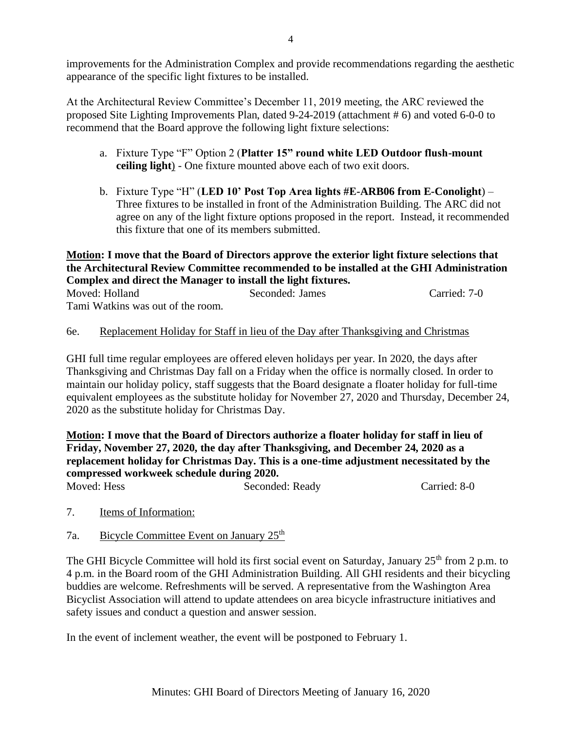improvements for the Administration Complex and provide recommendations regarding the aesthetic appearance of the specific light fixtures to be installed.

At the Architectural Review Committee's December 11, 2019 meeting, the ARC reviewed the proposed Site Lighting Improvements Plan, dated 9-24-2019 (attachment # 6) and voted 6-0-0 to recommend that the Board approve the following light fixture selections:

a. Fixture Type "F" Option 2 (**Platter 15" round white LED Outdoor flush-mount ceiling light**) - One fixture mounted above each of two exit doors.

b. Fixture Type "H" (**LED 10' Post Top Area lights #E-ARB06 from E-Conolight**) – Three fixtures to be installed in front of the Administration Building. The ARC did not agree on any of the light fixture options proposed in the report. Instead, it recommended this fixture that one of its members submitted.

**Motion: I move that the Board of Directors approve the exterior light fixture selections that the Architectural Review Committee recommended to be installed at the GHI Administration Complex and direct the Manager to install the light fixtures.**

Moved: Holland  Seconded: James  Carried: 7-0

Tami Watkins was out of the room.

6e. Replacement Holiday for Staff in lieu of the Day after Thanksgiving and Christmas

GHI full time regular employees are offered eleven holidays per year. In 2020, the days after Thanksgiving and Christmas Day fall on a Friday when the office is normally closed. In order to maintain our holiday policy, staff suggests that the Board designate a floater holiday for full-time equivalent employees as the substitute holiday for November 27, 2020 and Thursday, December 24, 2020 as the substitute holiday for Christmas Day.

**Motion: I move that the Board of Directors authorize a floater holiday for staff in lieu of Friday, November 27, 2020, the day after Thanksgiving, and December 24, 2020 as a replacement holiday for Christmas Day. This is a one-time adjustment necessitated by the compressed workweek schedule during 2020.**

Moved: Hess  Seconded: Ready  Carried: 8-0

7. Items of Information:

7a. Bicycle Committee Event on January 25th

The GHI Bicycle Committee will hold its first social event on Saturday, January 25th from 2 p.m. to 4 p.m. in the Board room of the GHI Administration Building. All GHI residents and their bicycling buddies are welcome. Refreshments will be served. A representative from the Washington Area Bicyclist Association will attend to update attendees on area bicycle infrastructure initiatives and safety issues and conduct a question and answer session.

In the event of inclement weather, the event will be postponed to February 1.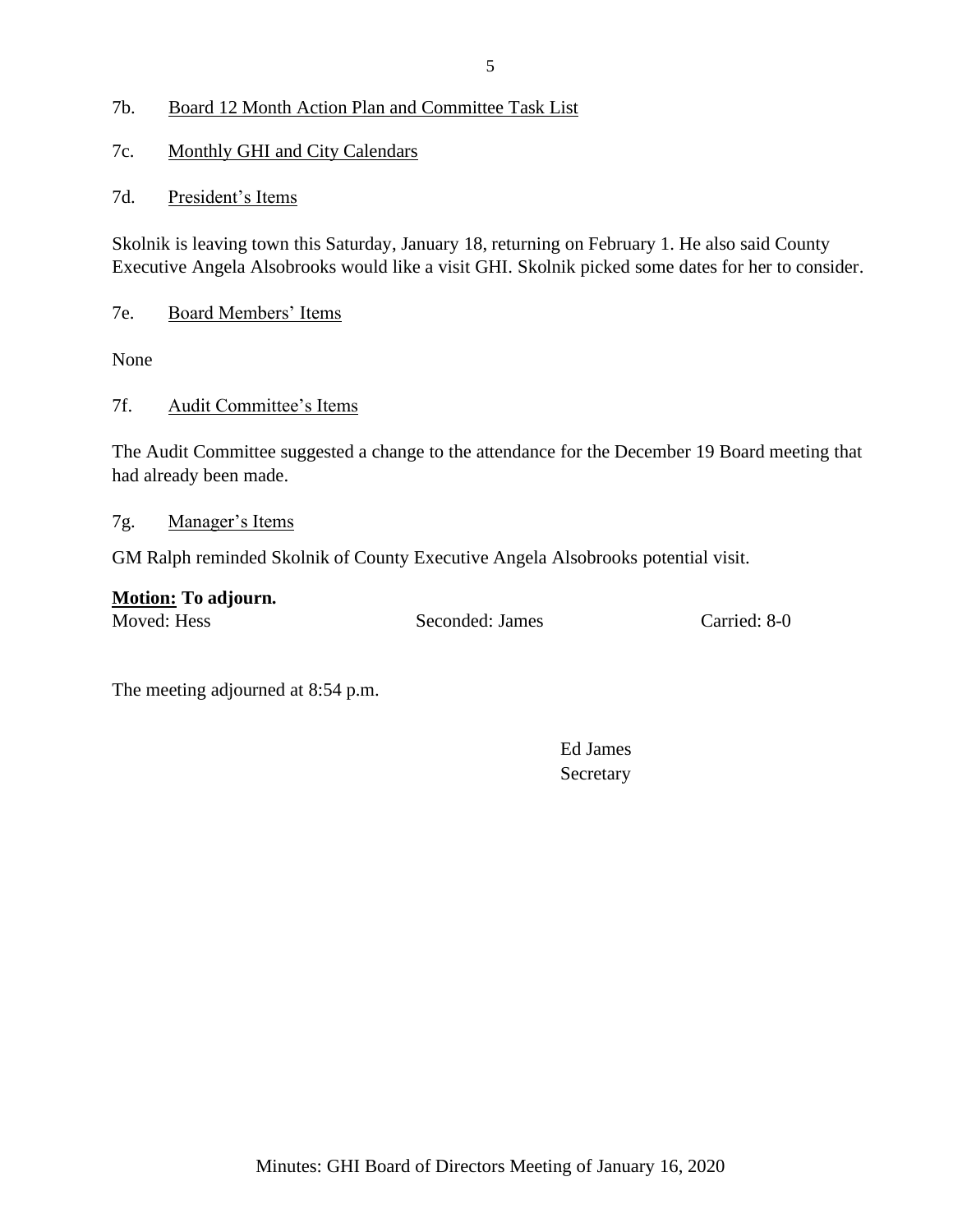7b. Board 12 Month Action Plan and Committee Task List

7c. Monthly GHI and City Calendars

7d. President's Items

Skolnik is leaving town this Saturday, January 18, returning on February 1. He also said County Executive Angela Alsobrooks would like a visit GHI. Skolnik picked some dates for her to consider.

7e. Board Members' Items

None

7f. Audit Committee's Items

The Audit Committee suggested a change to the attendance for the December 19 Board meeting that had already been made.

7g. Manager's Items

GM Ralph reminded Skolnik of County Executive Angela Alsobrooks potential visit.

**Motion: To adjourn.**

Moved: Hess    Seconded: James    Carried: 8-0

The meeting adjourned at 8:54 p.m.

Ed James
Secretary